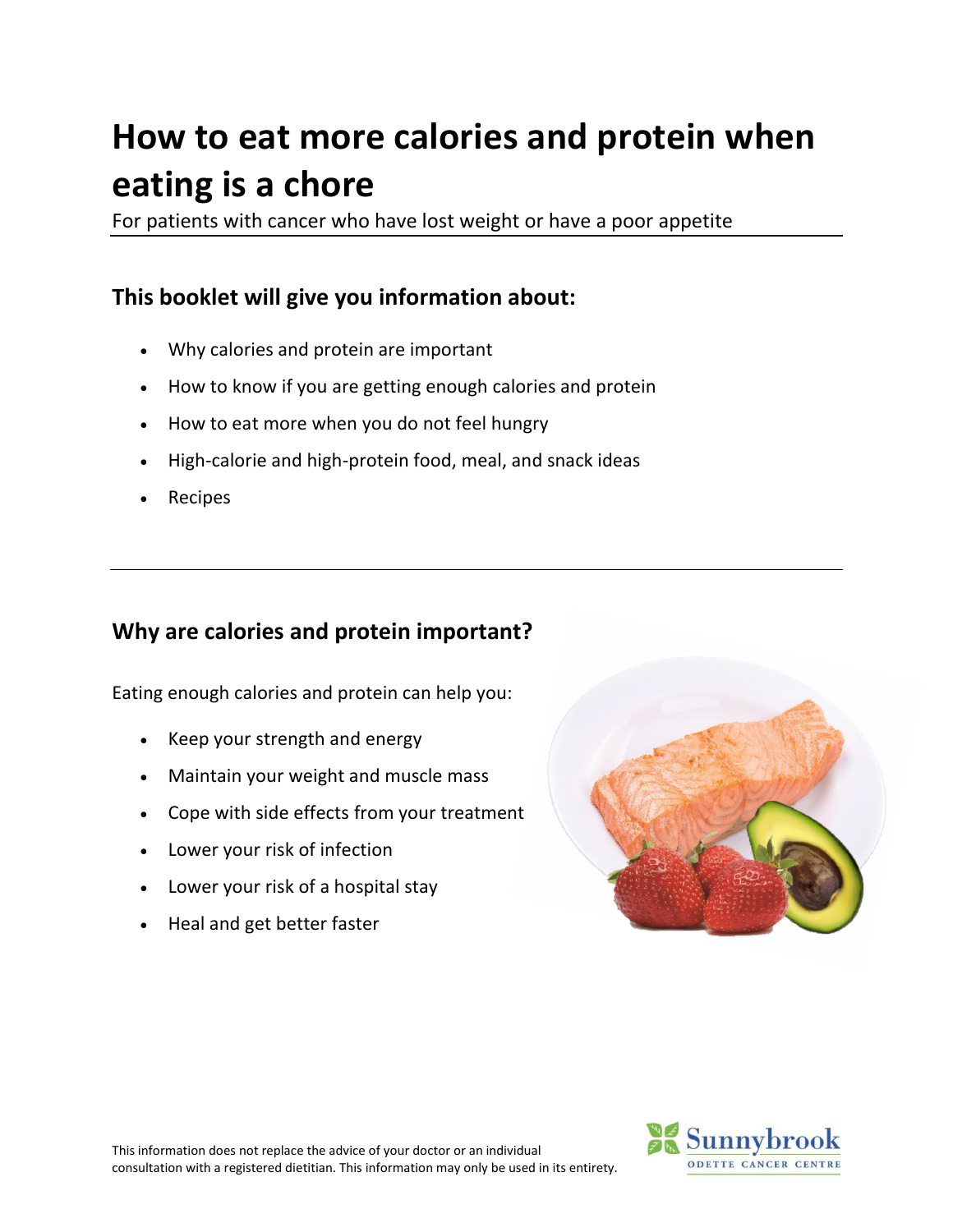# How to eat more calories and protein when eating is a chore

For patients with cancer who have lost weight or have a poor appetite

## This booklet will give you information about:

- Why calories and protein are important
- How to know if you are getting enough calories and protein
- How to eat more when you do not feel hungry
- High-calorie and high-protein food, meal, and snack ideas
- Recipes

## Why are calories and protein important?

Eating enough calories and protein can help you:

- Keep your strength and energy
- Maintain your weight and muscle mass
- Cope with side effects from your treatment
- Lower your risk of infection
- Lower your risk of a hospital stay
- Heal and get better faster

This information does not replace the advice of your doctor or an individual consultation with a registered dietitian. This information may only be used in its entirety.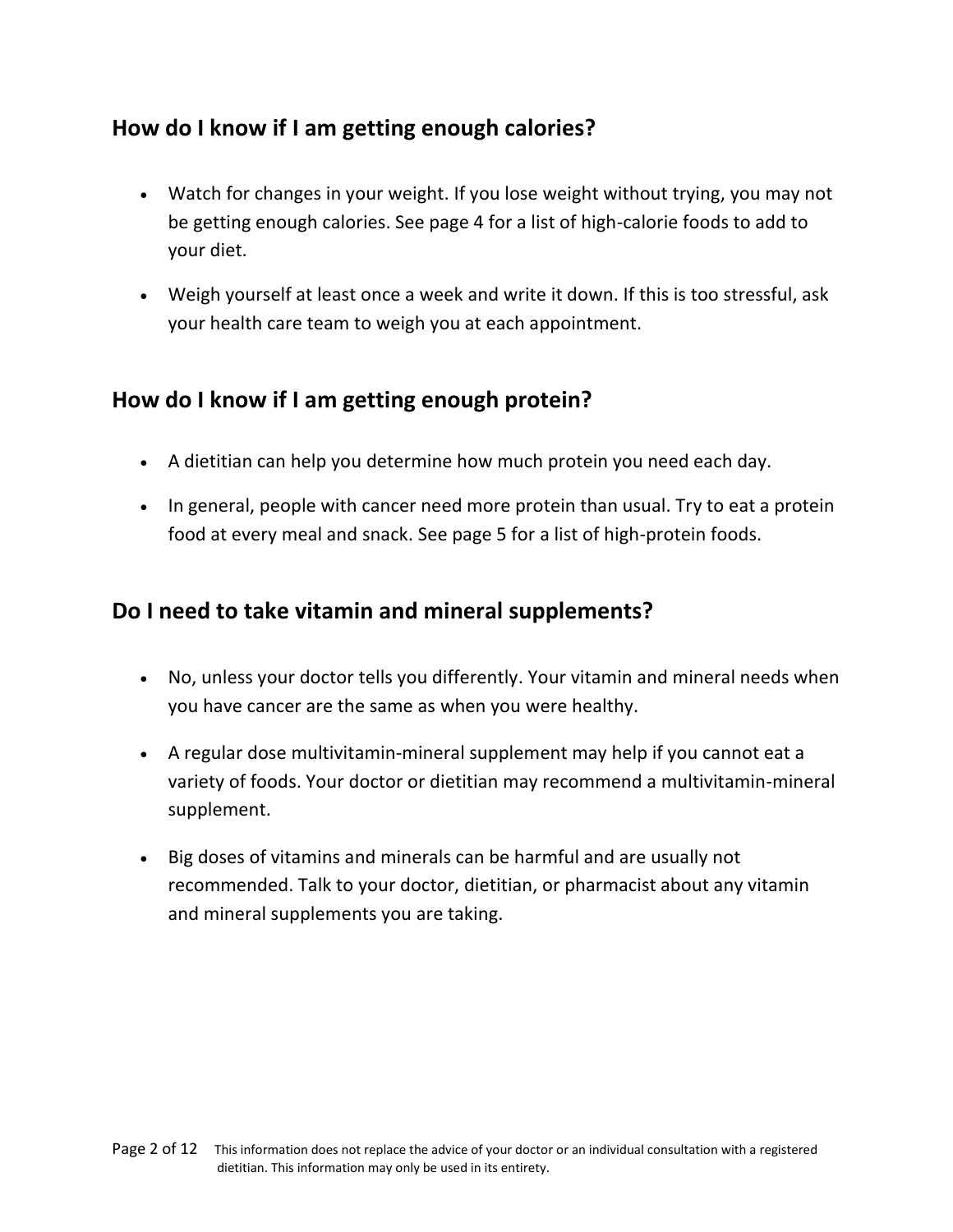## How do I know if I am getting enough calories?

- Watch for changes in your weight. If you lose weight without trying, you may not be getting enough calories. See page 4 for a list of high-calorie foods to add to your diet.
- Weigh yourself at least once a week and write it down. If this is too stressful, ask your health care team to weigh you at each appointment.

## How do I know if I am getting enough protein?

- A dietitian can help you determine how much protein you need each day.
- In general, people with cancer need more protein than usual. Try to eat a protein food at every meal and snack. See page 5 for a list of high-protein foods.

## Do I need to take vitamin and mineral supplements?

- No, unless your doctor tells you differently. Your vitamin and mineral needs when you have cancer are the same as when you were healthy.
- A regular dose multivitamin-mineral supplement may help if you cannot eat a variety of foods. Your doctor or dietitian may recommend a multivitamin-mineral supplement.
- Big doses of vitamins and minerals can be harmful and are usually not recommended. Talk to your doctor, dietitian, or pharmacist about any vitamin and mineral supplements you are taking.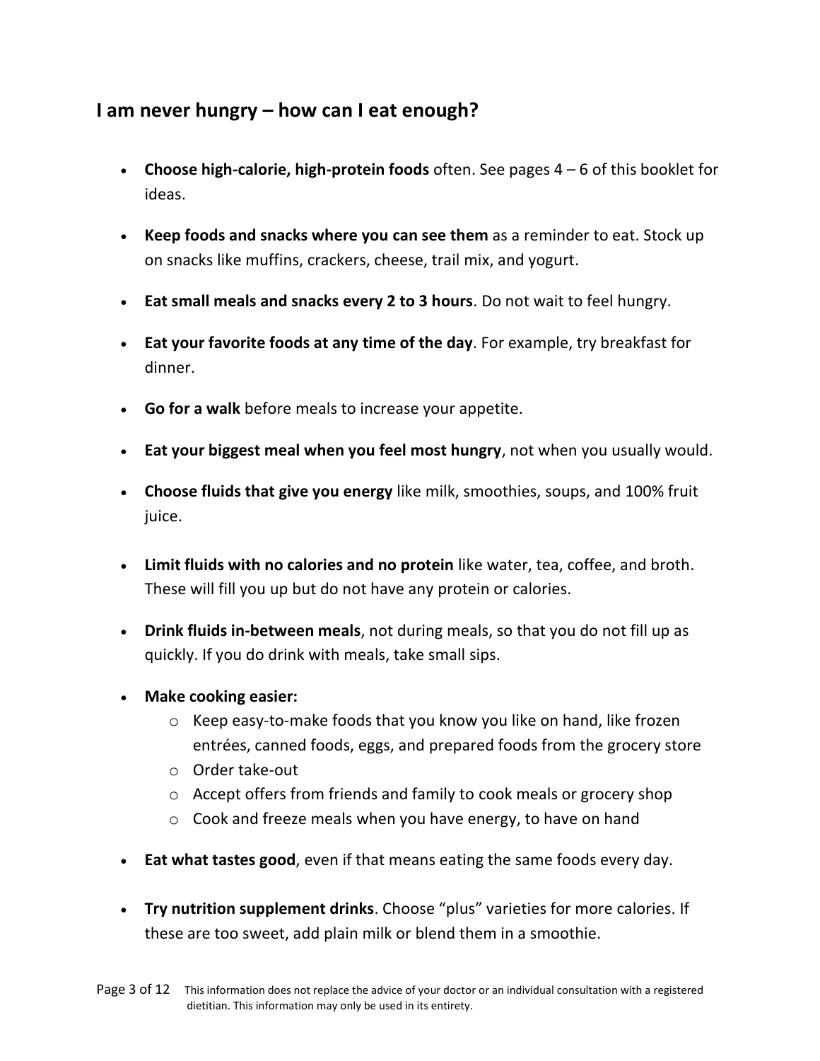## I am never hungry – how can I eat enough?

- **Choose high-calorie, high-protein foods** often. See pages 4 – 6 of this booklet for ideas.
- **Keep foods and snacks where you can see them** as a reminder to eat. Stock up on snacks like muffins, crackers, cheese, trail mix, and yogurt.
- **Eat small meals and snacks every 2 to 3 hours**. Do not wait to feel hungry.
- **Eat your favorite foods at any time of the day**. For example, try breakfast for dinner.
- **Go for a walk** before meals to increase your appetite.
- **Eat your biggest meal when you feel most hungry**, not when you usually would.
- **Choose fluids that give you energy** like milk, smoothies, soups, and 100% fruit juice.
- **Limit fluids with no calories and no protein** like water, tea, coffee, and broth. These will fill you up but do not have any protein or calories.
- **Drink fluids in-between meals**, not during meals, so that you do not fill up as quickly. If you do drink with meals, take small sips.
- **Make cooking easier:**
  - Keep easy-to-make foods that you know you like on hand, like frozen entrées, canned foods, eggs, and prepared foods from the grocery store
  - Order take-out
  - Accept offers from friends and family to cook meals or grocery shop
  - Cook and freeze meals when you have energy, to have on hand
- **Eat what tastes good**, even if that means eating the same foods every day.
- **Try nutrition supplement drinks**. Choose "plus" varieties for more calories. If these are too sweet, add plain milk or blend them in a smoothie.

This information does not replace the advice of your doctor or an individual consultation with a registered dietitian. This information may only be used in its entirety.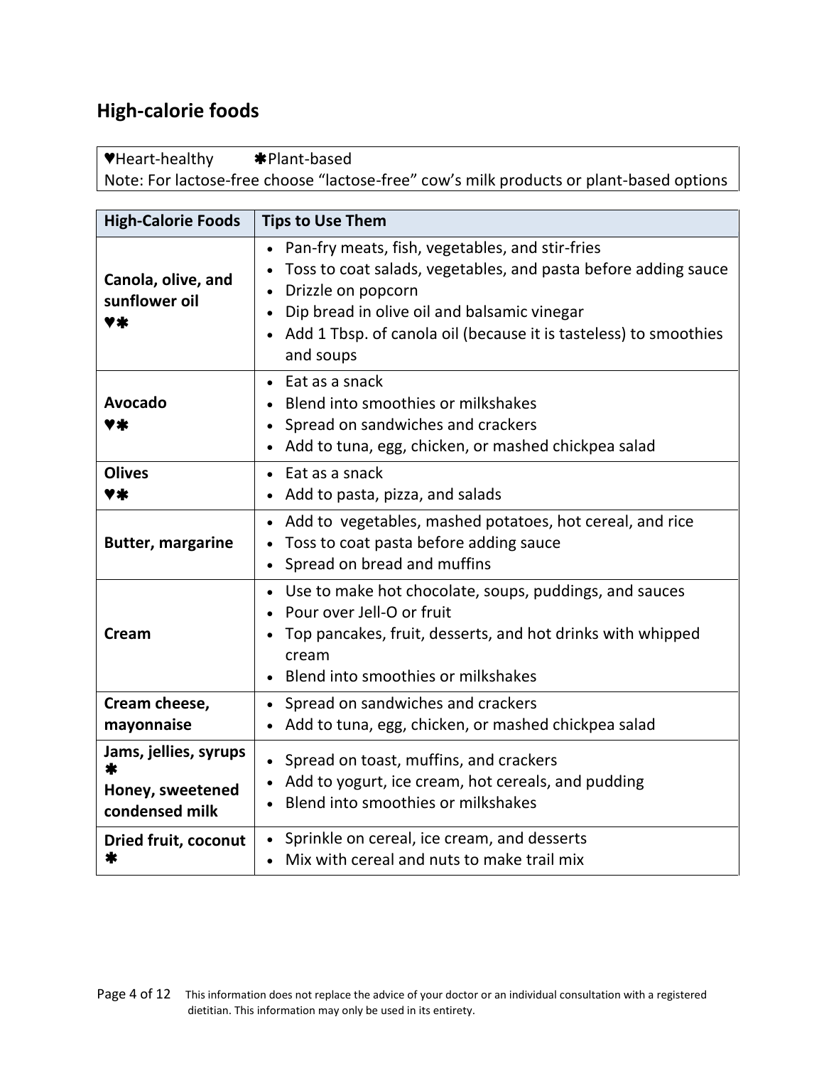## High-calorie foods

| ♥Heart-healthy ✱Plant-based |
|---|
| Note: For lactose-free choose "lactose-free" cow's milk products or plant-based options |

| High-Calorie Foods | Tips to Use Them |
|---|---|
| **Canola, olive, and sunflower oil** ♥✱ | • Pan-fry meats, fish, vegetables, and stir-fries<br>• Toss to coat salads, vegetables, and pasta before adding sauce<br>• Drizzle on popcorn<br>• Dip bread in olive oil and balsamic vinegar<br>• Add 1 Tbsp. of canola oil (because it is tasteless) to smoothies and soups |
| **Avocado** ♥✱ | • Eat as a snack<br>• Blend into smoothies or milkshakes<br>• Spread on sandwiches and crackers<br>• Add to tuna, egg, chicken, or mashed chickpea salad |
| **Olives** ♥✱ | • Eat as a snack<br>• Add to pasta, pizza, and salads |
| **Butter, margarine** | • Add to vegetables, mashed potatoes, hot cereal, and rice<br>• Toss to coat pasta before adding sauce<br>• Spread on bread and muffins |
| **Cream** | • Use to make hot chocolate, soups, puddings, and sauces<br>• Pour over Jell-O or fruit<br>• Top pancakes, fruit, desserts, and hot drinks with whipped cream<br>• Blend into smoothies or milkshakes |
| **Cream cheese, mayonnaise** | • Spread on sandwiches and crackers<br>• Add to tuna, egg, chicken, or mashed chickpea salad |
| **Jams, jellies, syrups** ✱<br>**Honey, sweetened condensed milk** | • Spread on toast, muffins, and crackers<br>• Add to yogurt, ice cream, hot cereals, and pudding<br>• Blend into smoothies or milkshakes |
| **Dried fruit, coconut** ✱ | • Sprinkle on cereal, ice cream, and desserts<br>• Mix with cereal and nuts to make trail mix |

This information does not replace the advice of your doctor or an individual consultation with a registered dietitian. This information may only be used in its entirety.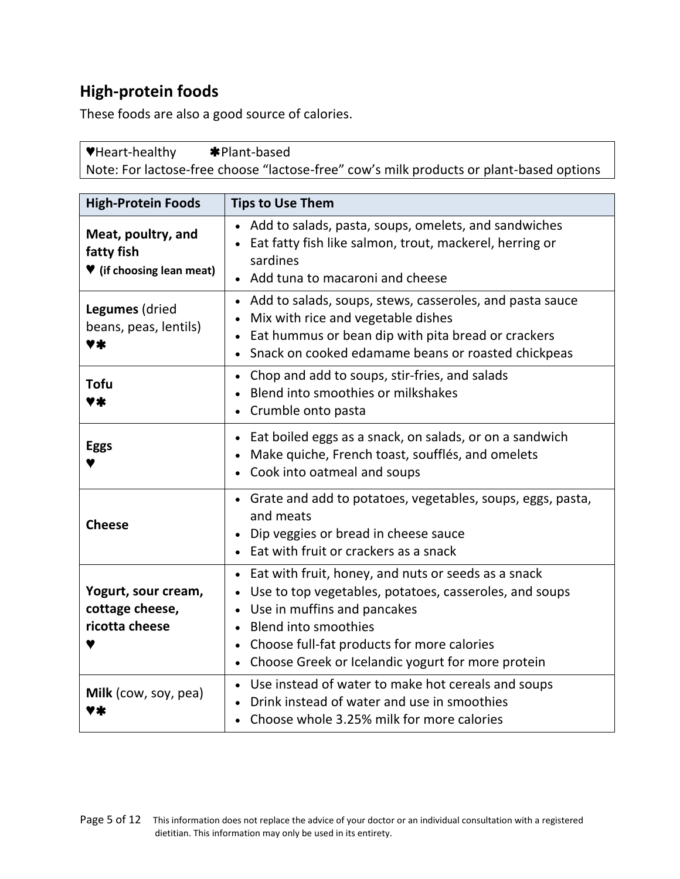## High-protein foods

These foods are also a good source of calories.

| ♥Heart-healthy ✱Plant-based |
| --- |
| Note: For lactose-free choose "lactose-free" cow's milk products or plant-based options |

| High-Protein Foods | Tips to Use Them |
| --- | --- |
| **Meat, poultry, and fatty fish** ♥ **(if choosing lean meat)** | • Add to salads, pasta, soups, omelets, and sandwiches<br>• Eat fatty fish like salmon, trout, mackerel, herring or sardines<br>• Add tuna to macaroni and cheese |
| **Legumes** (dried beans, peas, lentils) ♥✱ | • Add to salads, soups, stews, casseroles, and pasta sauce<br>• Mix with rice and vegetable dishes<br>• Eat hummus or bean dip with pita bread or crackers<br>• Snack on cooked edamame beans or roasted chickpeas |
| **Tofu** ♥✱ | • Chop and add to soups, stir-fries, and salads<br>• Blend into smoothies or milkshakes<br>• Crumble onto pasta |
| **Eggs** ♥ | • Eat boiled eggs as a snack, on salads, or on a sandwich<br>• Make quiche, French toast, soufflés, and omelets<br>• Cook into oatmeal and soups |
| **Cheese** | • Grate and add to potatoes, vegetables, soups, eggs, pasta, and meats<br>• Dip veggies or bread in cheese sauce<br>• Eat with fruit or crackers as a snack |
| **Yogurt, sour cream, cottage cheese, ricotta cheese** ♥ | • Eat with fruit, honey, and nuts or seeds as a snack<br>• Use to top vegetables, potatoes, casseroles, and soups<br>• Use in muffins and pancakes<br>• Blend into smoothies<br>• Choose full-fat products for more calories<br>• Choose Greek or Icelandic yogurt for more protein |
| **Milk** (cow, soy, pea) ♥✱ | • Use instead of water to make hot cereals and soups<br>• Drink instead of water and use in smoothies<br>• Choose whole 3.25% milk for more calories |

This information does not replace the advice of your doctor or an individual consultation with a registered dietitian. This information may only be used in its entirety.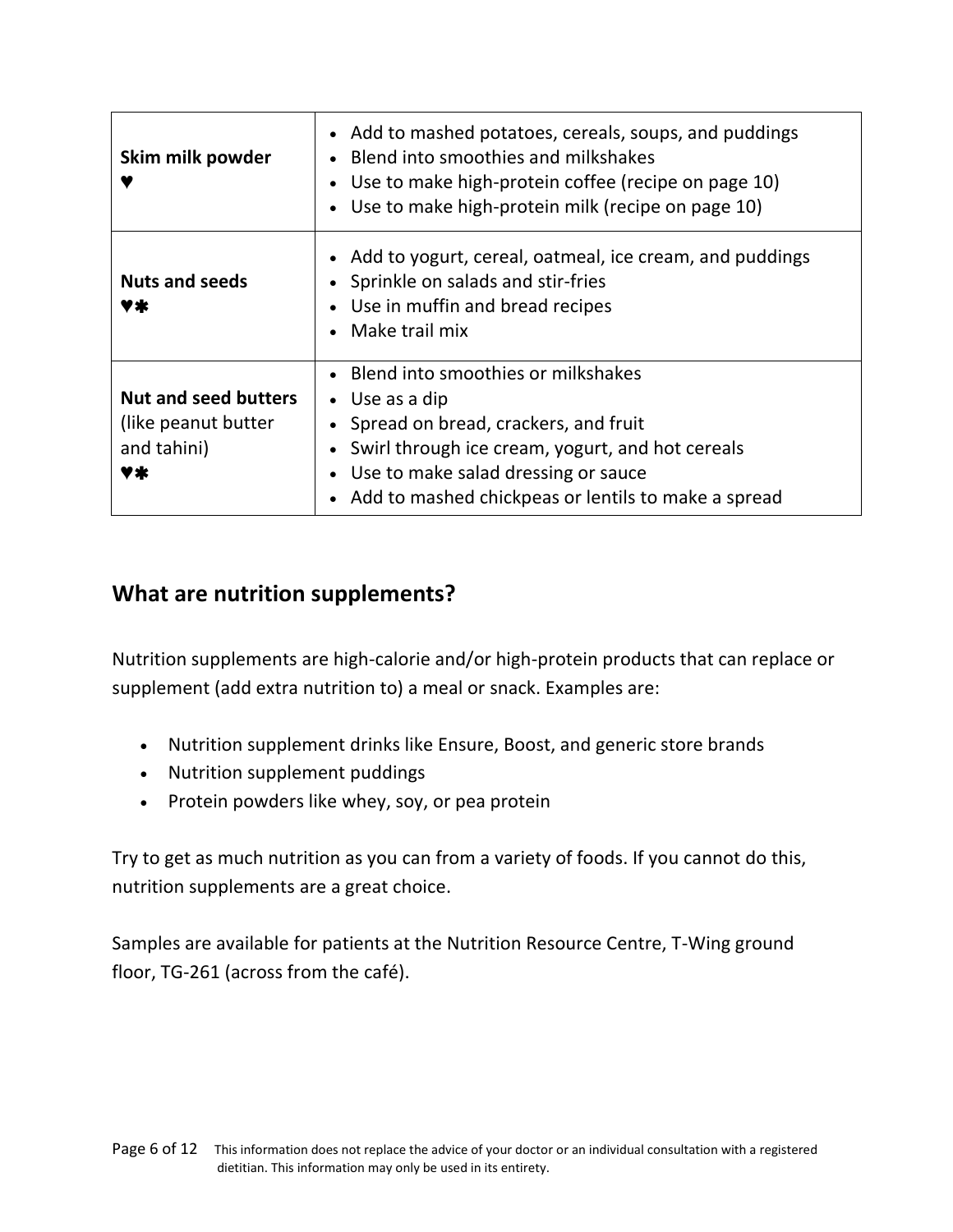| | |
|---|---|
| **Skim milk powder** ♥ | • Add to mashed potatoes, cereals, soups, and puddings<br>• Blend into smoothies and milkshakes<br>• Use to make high-protein coffee (recipe on page 10)<br>• Use to make high-protein milk (recipe on page 10) |
| **Nuts and seeds** ♥✱ | • Add to yogurt, cereal, oatmeal, ice cream, and puddings<br>• Sprinkle on salads and stir-fries<br>• Use in muffin and bread recipes<br>• Make trail mix |
| **Nut and seed butters** (like peanut butter and tahini) ♥✱ | • Blend into smoothies or milkshakes<br>• Use as a dip<br>• Spread on bread, crackers, and fruit<br>• Swirl through ice cream, yogurt, and hot cereals<br>• Use to make salad dressing or sauce<br>• Add to mashed chickpeas or lentils to make a spread |

## What are nutrition supplements?

Nutrition supplements are high-calorie and/or high-protein products that can replace or supplement (add extra nutrition to) a meal or snack. Examples are:

- Nutrition supplement drinks like Ensure, Boost, and generic store brands
- Nutrition supplement puddings
- Protein powders like whey, soy, or pea protein

Try to get as much nutrition as you can from a variety of foods. If you cannot do this, nutrition supplements are a great choice.

Samples are available for patients at the Nutrition Resource Centre, T-Wing ground floor, TG-261 (across from the café).

This information does not replace the advice of your doctor or an individual consultation with a registered dietitian. This information may only be used in its entirety.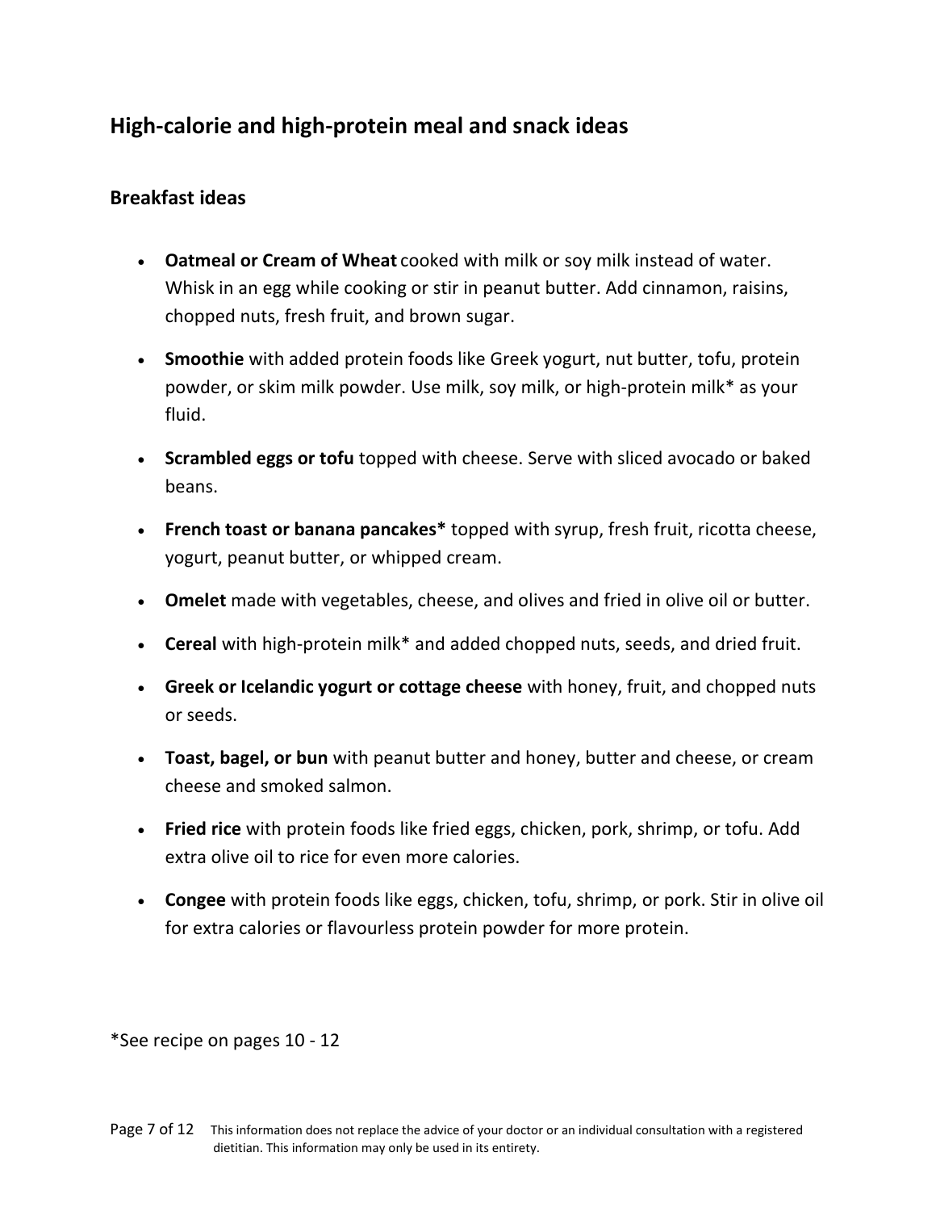## High-calorie and high-protein meal and snack ideas

### Breakfast ideas

- **Oatmeal or Cream of Wheat** cooked with milk or soy milk instead of water. Whisk in an egg while cooking or stir in peanut butter. Add cinnamon, raisins, chopped nuts, fresh fruit, and brown sugar.
- **Smoothie** with added protein foods like Greek yogurt, nut butter, tofu, protein powder, or skim milk powder. Use milk, soy milk, or high-protein milk* as your fluid.
- **Scrambled eggs or tofu** topped with cheese. Serve with sliced avocado or baked beans.
- **French toast or banana pancakes*** topped with syrup, fresh fruit, ricotta cheese, yogurt, peanut butter, or whipped cream.
- **Omelet** made with vegetables, cheese, and olives and fried in olive oil or butter.
- **Cereal** with high-protein milk* and added chopped nuts, seeds, and dried fruit.
- **Greek or Icelandic yogurt or cottage cheese** with honey, fruit, and chopped nuts or seeds.
- **Toast, bagel, or bun** with peanut butter and honey, butter and cheese, or cream cheese and smoked salmon.
- **Fried rice** with protein foods like fried eggs, chicken, pork, shrimp, or tofu. Add extra olive oil to rice for even more calories.
- **Congee** with protein foods like eggs, chicken, tofu, shrimp, or pork. Stir in olive oil for extra calories or flavourless protein powder for more protein.

*See recipe on pages 10 - 12

This information does not replace the advice of your doctor or an individual consultation with a registered dietitian. This information may only be used in its entirety.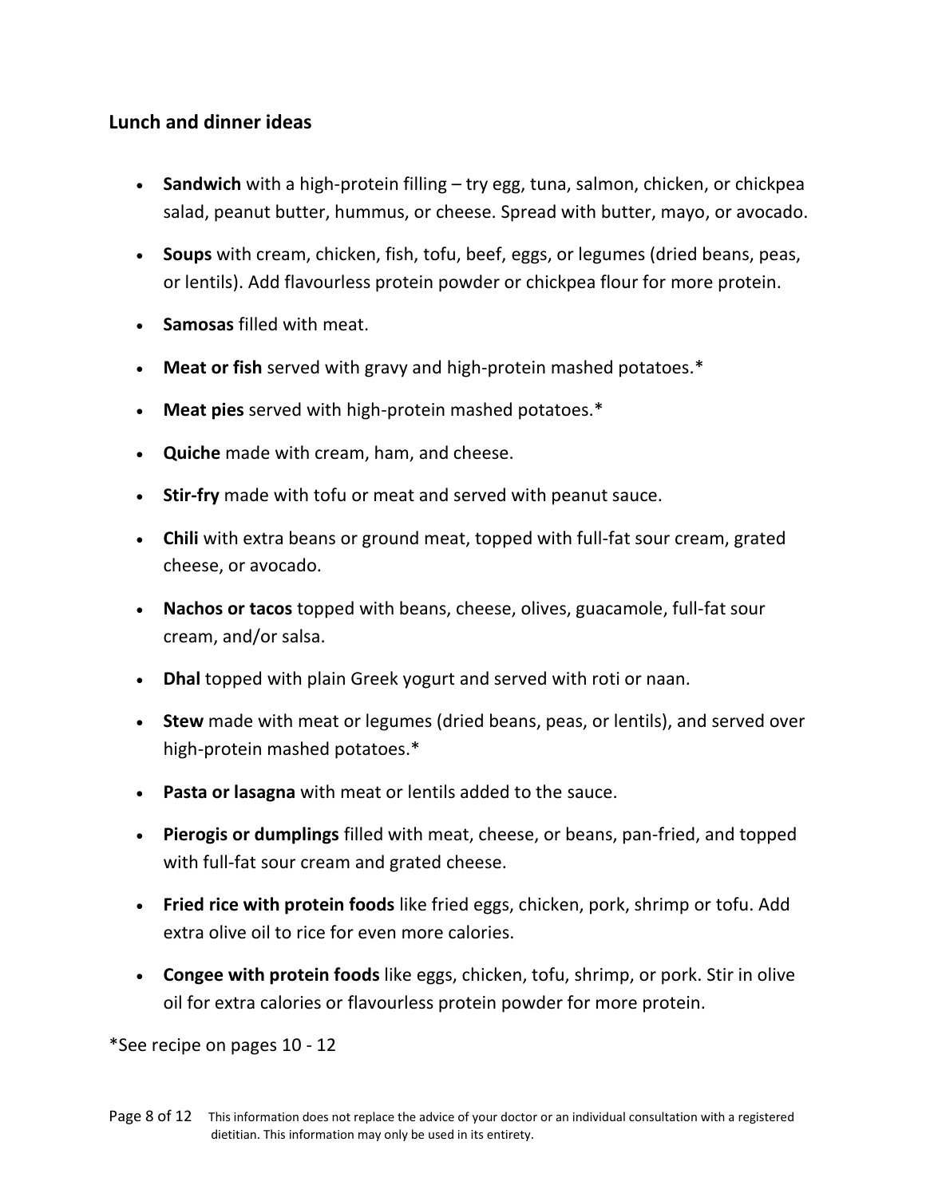## Lunch and dinner ideas

- **Sandwich** with a high-protein filling – try egg, tuna, salmon, chicken, or chickpea salad, peanut butter, hummus, or cheese. Spread with butter, mayo, or avocado.
- **Soups** with cream, chicken, fish, tofu, beef, eggs, or legumes (dried beans, peas, or lentils). Add flavourless protein powder or chickpea flour for more protein.
- **Samosas** filled with meat.
- **Meat or fish** served with gravy and high-protein mashed potatoes.*
- **Meat pies** served with high-protein mashed potatoes.*
- **Quiche** made with cream, ham, and cheese.
- **Stir-fry** made with tofu or meat and served with peanut sauce.
- **Chili** with extra beans or ground meat, topped with full-fat sour cream, grated cheese, or avocado.
- **Nachos or tacos** topped with beans, cheese, olives, guacamole, full-fat sour cream, and/or salsa.
- **Dhal** topped with plain Greek yogurt and served with roti or naan.
- **Stew** made with meat or legumes (dried beans, peas, or lentils), and served over high-protein mashed potatoes.*
- **Pasta or lasagna** with meat or lentils added to the sauce.
- **Pierogis or dumplings** filled with meat, cheese, or beans, pan-fried, and topped with full-fat sour cream and grated cheese.
- **Fried rice with protein foods** like fried eggs, chicken, pork, shrimp or tofu. Add extra olive oil to rice for even more calories.
- **Congee with protein foods** like eggs, chicken, tofu, shrimp, or pork. Stir in olive oil for extra calories or flavourless protein powder for more protein.

*See recipe on pages 10 - 12

This information does not replace the advice of your doctor or an individual consultation with a registered dietitian. This information may only be used in its entirety.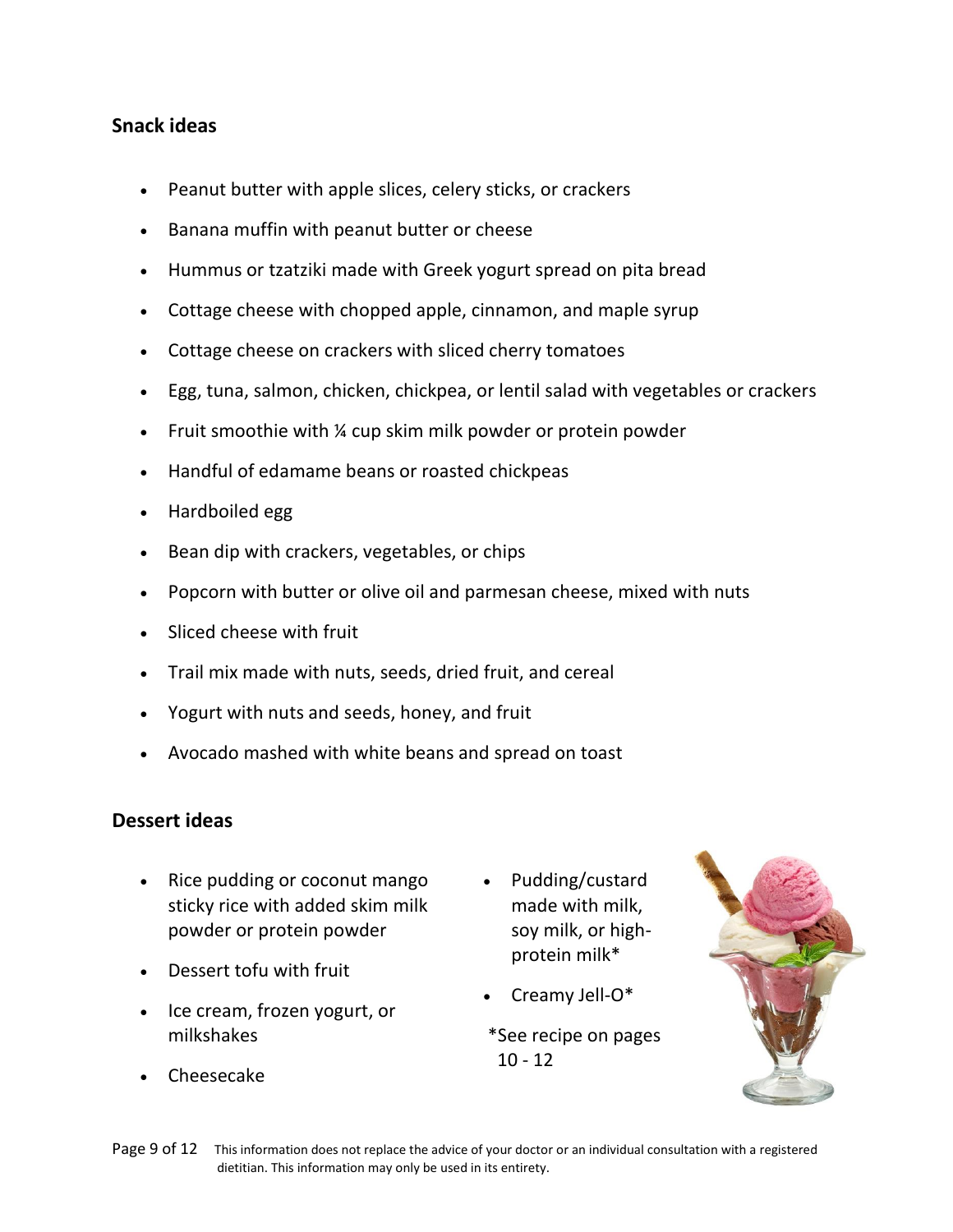## Snack ideas

- Peanut butter with apple slices, celery sticks, or crackers
- Banana muffin with peanut butter or cheese
- Hummus or tzatziki made with Greek yogurt spread on pita bread
- Cottage cheese with chopped apple, cinnamon, and maple syrup
- Cottage cheese on crackers with sliced cherry tomatoes
- Egg, tuna, salmon, chicken, chickpea, or lentil salad with vegetables or crackers
- Fruit smoothie with ¼ cup skim milk powder or protein powder
- Handful of edamame beans or roasted chickpeas
- Hardboiled egg
- Bean dip with crackers, vegetables, or chips
- Popcorn with butter or olive oil and parmesan cheese, mixed with nuts
- Sliced cheese with fruit
- Trail mix made with nuts, seeds, dried fruit, and cereal
- Yogurt with nuts and seeds, honey, and fruit
- Avocado mashed with white beans and spread on toast

## Dessert ideas

- Rice pudding or coconut mango sticky rice with added skim milk powder or protein powder
- Dessert tofu with fruit
- Ice cream, frozen yogurt, or milkshakes
- Cheesecake
- Pudding/custard made with milk, soy milk, or high-protein milk*
- Creamy Jell-O*

*See recipe on pages 10 - 12

This information does not replace the advice of your doctor or an individual consultation with a registered dietitian. This information may only be used in its entirety.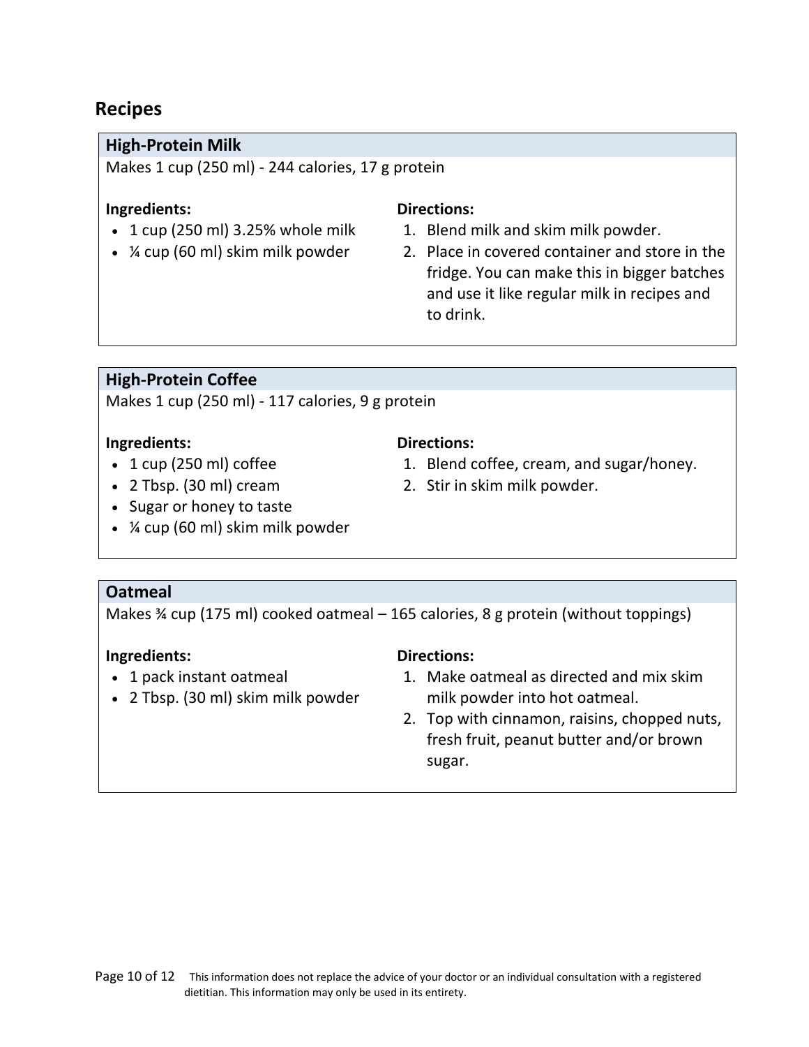## Recipes

### High-Protein Milk

Makes 1 cup (250 ml) - 244 calories, 17 g protein

**Ingredients:**

- 1 cup (250 ml) 3.25% whole milk
- ¼ cup (60 ml) skim milk powder

**Directions:**

1. Blend milk and skim milk powder.
2. Place in covered container and store in the fridge. You can make this in bigger batches and use it like regular milk in recipes and to drink.

### High-Protein Coffee

Makes 1 cup (250 ml) - 117 calories, 9 g protein

**Ingredients:**

- 1 cup (250 ml) coffee
- 2 Tbsp. (30 ml) cream
- Sugar or honey to taste
- ¼ cup (60 ml) skim milk powder

**Directions:**

1. Blend coffee, cream, and sugar/honey.
2. Stir in skim milk powder.

### Oatmeal

Makes ¾ cup (175 ml) cooked oatmeal – 165 calories, 8 g protein (without toppings)

**Ingredients:**

- 1 pack instant oatmeal
- 2 Tbsp. (30 ml) skim milk powder

**Directions:**

1. Make oatmeal as directed and mix skim milk powder into hot oatmeal.
2. Top with cinnamon, raisins, chopped nuts, fresh fruit, peanut butter and/or brown sugar.

This information does not replace the advice of your doctor or an individual consultation with a registered dietitian. This information may only be used in its entirety.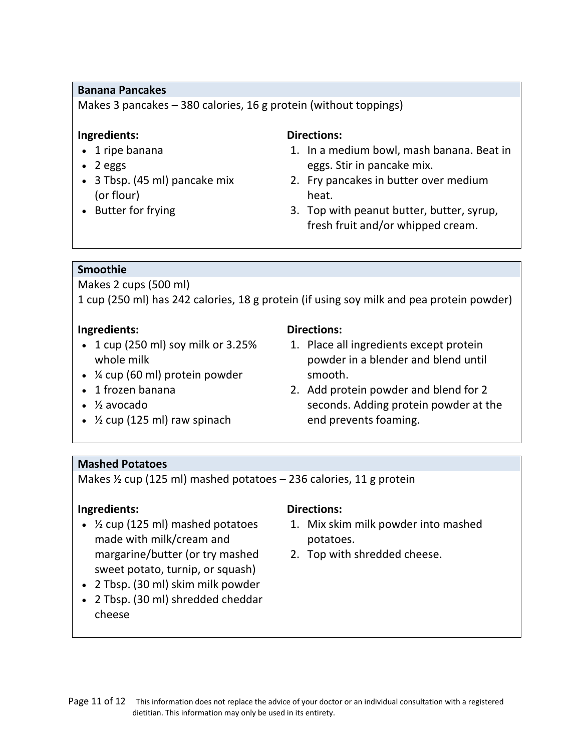## Banana Pancakes

Makes 3 pancakes – 380 calories, 16 g protein (without toppings)

**Ingredients:**

- 1 ripe banana
- 2 eggs
- 3 Tbsp. (45 ml) pancake mix (or flour)
- Butter for frying

**Directions:**

1. In a medium bowl, mash banana. Beat in eggs. Stir in pancake mix.
2. Fry pancakes in butter over medium heat.
3. Top with peanut butter, butter, syrup, fresh fruit and/or whipped cream.

## Smoothie

Makes 2 cups (500 ml)

1 cup (250 ml) has 242 calories, 18 g protein (if using soy milk and pea protein powder)

**Ingredients:**

- 1 cup (250 ml) soy milk or 3.25% whole milk
- ¼ cup (60 ml) protein powder
- 1 frozen banana
- ½ avocado
- ½ cup (125 ml) raw spinach

**Directions:**

1. Place all ingredients except protein powder in a blender and blend until smooth.
2. Add protein powder and blend for 2 seconds. Adding protein powder at the end prevents foaming.

## Mashed Potatoes

Makes ½ cup (125 ml) mashed potatoes – 236 calories, 11 g protein

**Ingredients:**

- ½ cup (125 ml) mashed potatoes made with milk/cream and margarine/butter (or try mashed sweet potato, turnip, or squash)
- 2 Tbsp. (30 ml) skim milk powder
- 2 Tbsp. (30 ml) shredded cheddar cheese

**Directions:**

1. Mix skim milk powder into mashed potatoes.
2. Top with shredded cheese.

This information does not replace the advice of your doctor or an individual consultation with a registered dietitian. This information may only be used in its entirety.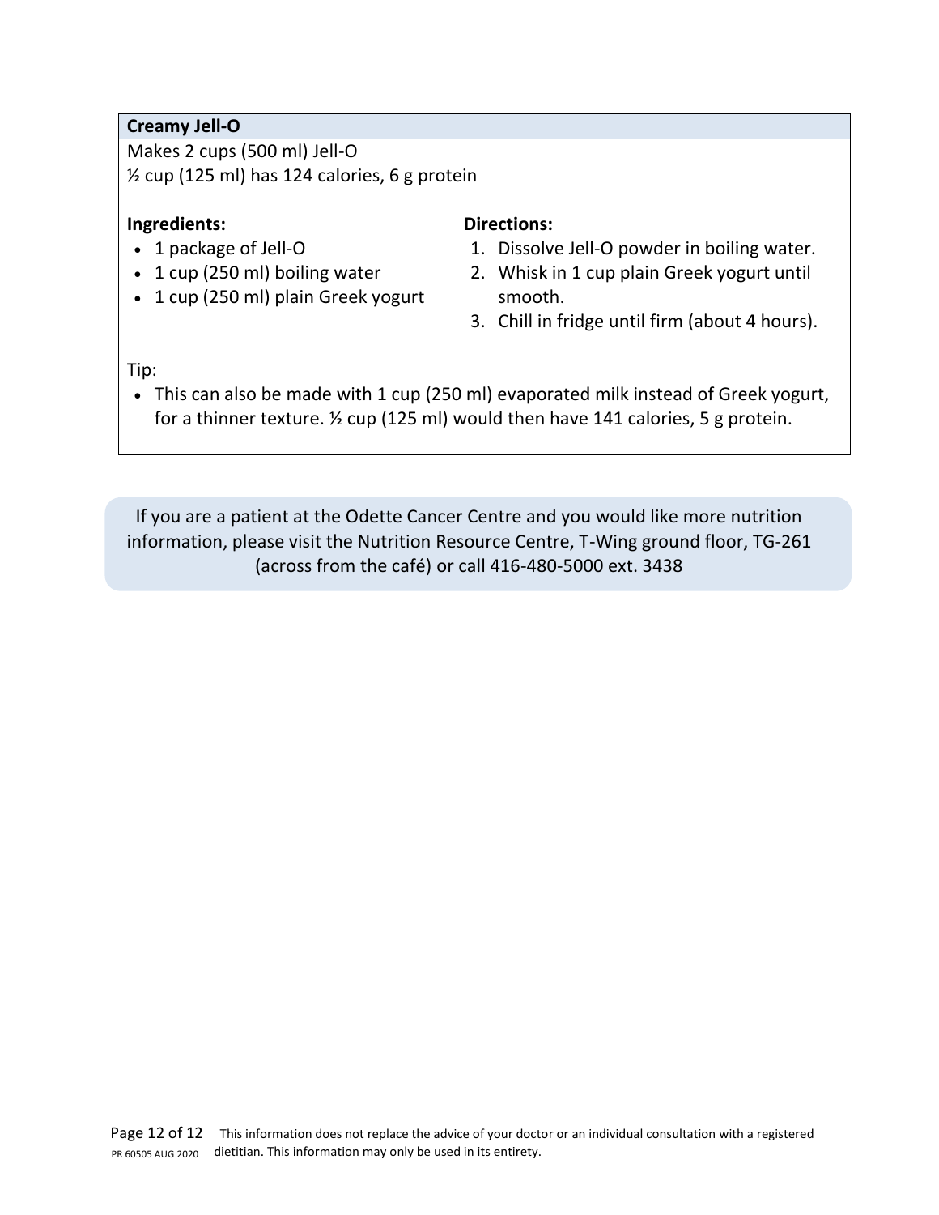### Creamy Jell-O

Makes 2 cups (500 ml) Jell-O
½ cup (125 ml) has 124 calories, 6 g protein

**Ingredients:**

- 1 package of Jell-O
- 1 cup (250 ml) boiling water
- 1 cup (250 ml) plain Greek yogurt

**Directions:**

1. Dissolve Jell-O powder in boiling water.
2. Whisk in 1 cup plain Greek yogurt until smooth.
3. Chill in fridge until firm (about 4 hours).

Tip:

- This can also be made with 1 cup (250 ml) evaporated milk instead of Greek yogurt, for a thinner texture. ½ cup (125 ml) would then have 141 calories, 5 g protein.

If you are a patient at the Odette Cancer Centre and you would like more nutrition information, please visit the Nutrition Resource Centre, T-Wing ground floor, TG-261 (across from the café) or call 416-480-5000 ext. 3438

PR 60505 AUG 2020 This information does not replace the advice of your doctor or an individual consultation with a registered dietitian. This information may only be used in its entirety.